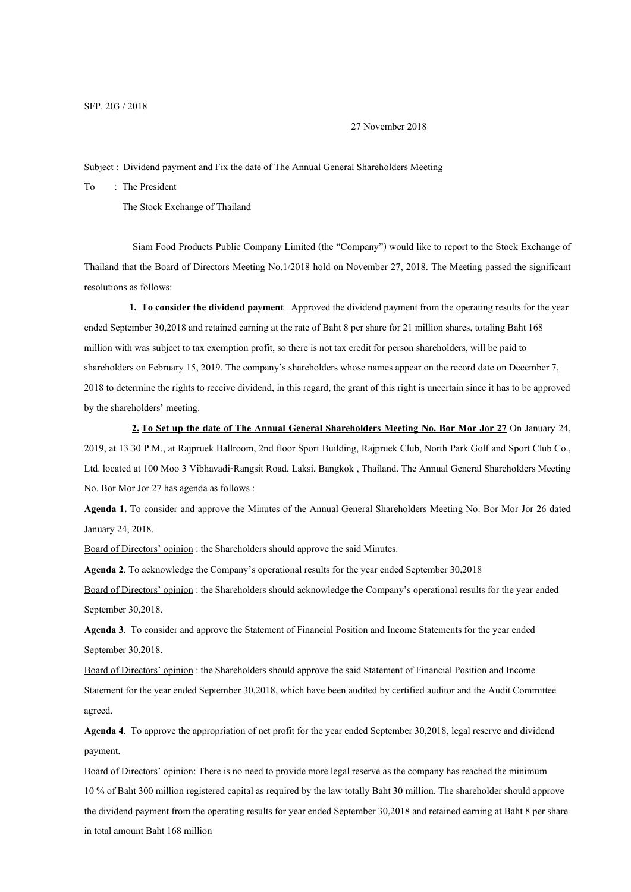SFP. 203 / 2018

27 November 2018

Subject : Dividend payment and Fix the date of The Annual General Shareholders Meeting

To : The President

The Stock Exchange of Thailand

Siam Food Products Public Company Limited (the "Company") would like to report to the Stock Exchange of Thailand that the Board of Directors Meeting No.1/2018 hold on November 27, 2018. The Meeting passed the significant resolutions as follows:

**1. To consider the dividend payment** Approved the dividend payment from the operating results for the year ended September 30,2018 and retained earning at the rate of Baht 8 per share for 21 million shares, totaling Baht 168 million with was subject to tax exemption profit, so there is not tax credit for person shareholders, will be paid to shareholders on February 15, 2019. The company's shareholders whose names appear on the record date on December 7, 2018 to determine the rights to receive dividend, in this regard, the grant of this right is uncertain since it has to be approved by the shareholders' meeting.

**2. To Set up the date of The Annual General Shareholders Meeting No. Bor Mor Jor 27** On January 24, 2019, at 13.30 P.M., at Rajpruek Ballroom, 2nd floor Sport Building, Rajpruek Club, North Park Golf and Sport Club Co., Ltd. located at 100 Moo 3 Vibhavadi-Rangsit Road, Laksi, Bangkok , Thailand. The Annual General Shareholders Meeting No. Bor Mor Jor 27 has agenda as follows :

**Agenda 1.** To consider and approve the Minutes of the Annual General Shareholders Meeting No. Bor Mor Jor 26 dated January 24, 2018.

Board of Directors' opinion : the Shareholders should approve the said Minutes.

**Agenda 2**. To acknowledge the Company's operational results for the year ended September 30,2018

Board of Directors' opinion : the Shareholders should acknowledge the Company's operational results for the year ended September 30,2018.

**Agenda 3**. To consider and approve the Statement of Financial Position and Income Statements for the year ended September 30,2018.

Board of Directors' opinion : the Shareholders should approve the said Statement of Financial Position and Income Statement for the year ended September 30,2018, which have been audited by certified auditor and the Audit Committee agreed.

**Agenda 4**. To approve the appropriation of net profit for the year ended September 30,2018, legal reserve and dividend payment.

Board of Directors' opinion: There is no need to provide more legal reserve as the company has reached the minimum 10 % of Baht 300 million registered capital as required by the law totally Baht 30 million. The shareholder should approve the dividend payment from the operating results for year ended September 30,2018 and retained earning at Baht 8 per share in total amount Baht 168 million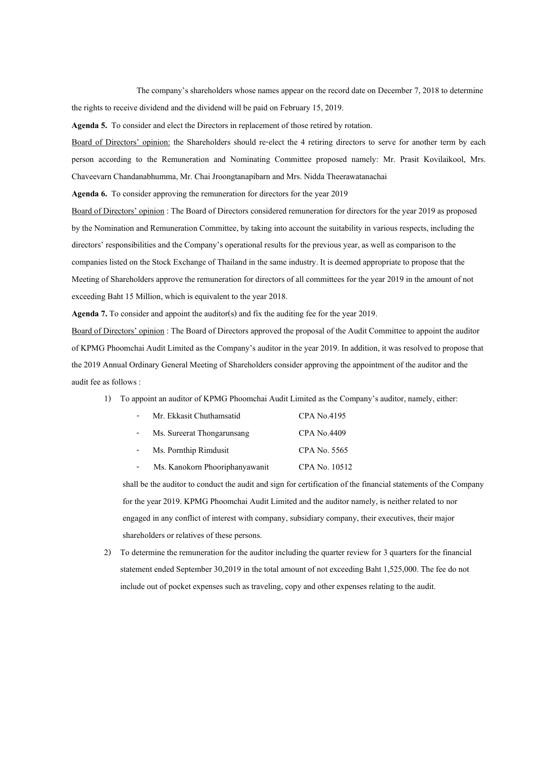The company's shareholders whose names appear on the record date on December 7, 2018 to determine the rights to receive dividend and the dividend will be paid on February 15, 2019.

**Agenda 5.** To consider and elect the Directors in replacement of those retired by rotation.

Board of Directors' opinion: the Shareholders should re-elect the 4 retiring directors to serve for another term by each person according to the Remuneration and Nominating Committee proposed namely: Mr. Prasit Kovilaikool, Mrs. Chaveevarn Chandanabhumma, Mr. Chai Jroongtanapibarn and Mrs. Nidda Theerawatanachai

**Agenda 6.** To consider approving the remuneration for directors for the year 2019

Board of Directors' opinion : The Board of Directors considered remuneration for directors for the year 2019 as proposed by the Nomination and Remuneration Committee, by taking into account the suitability in various respects, including the directors' responsibilities and the Company's operational results for the previous year, as well as comparison to the companies listed on the Stock Exchange of Thailand in the same industry. It is deemed appropriate to propose that the Meeting of Shareholders approve the remuneration for directors of all committees for the year 2019 in the amount of not exceeding Baht 15 Million, which is equivalent to the year 2018.

**Agenda 7.** To consider and appoint the auditor(s) and fix the auditing fee for the year 2019.

Board of Directors' opinion : The Board of Directors approved the proposal of the Audit Committee to appoint the auditor of KPMG Phoomchai Audit Limited as the Company's auditor in the year 2019. In addition, it was resolved to propose that the 2019 Annual Ordinary General Meeting of Shareholders consider approving the appointment of the auditor and the audit fee as follows :

1) To appoint an auditor of KPMG Phoomchai Audit Limited as the Company's auditor, namely, either:

   - Mr. Ekkasit Chuthamsatid CPA No.4195
   - Ms. Sureerat Thongarunsang CPA No.4409
   - Ms. Pornthip Rimdusit CPA No. 5565
   - Ms. Kanokorn Phooriphanyawanit CPA No. 10512

   shall be the auditor to conduct the audit and sign for certification of the financial statements of the Company for the year 2019. KPMG Phoomchai Audit Limited and the auditor namely, is neither related to nor engaged in any conflict of interest with company, subsidiary company, their executives, their major shareholders or relatives of these persons.

2) To determine the remuneration for the auditor including the quarter review for 3 quarters for the financial statement ended September 30,2019 in the total amount of not exceeding Baht 1,525,000. The fee do not include out of pocket expenses such as traveling, copy and other expenses relating to the audit.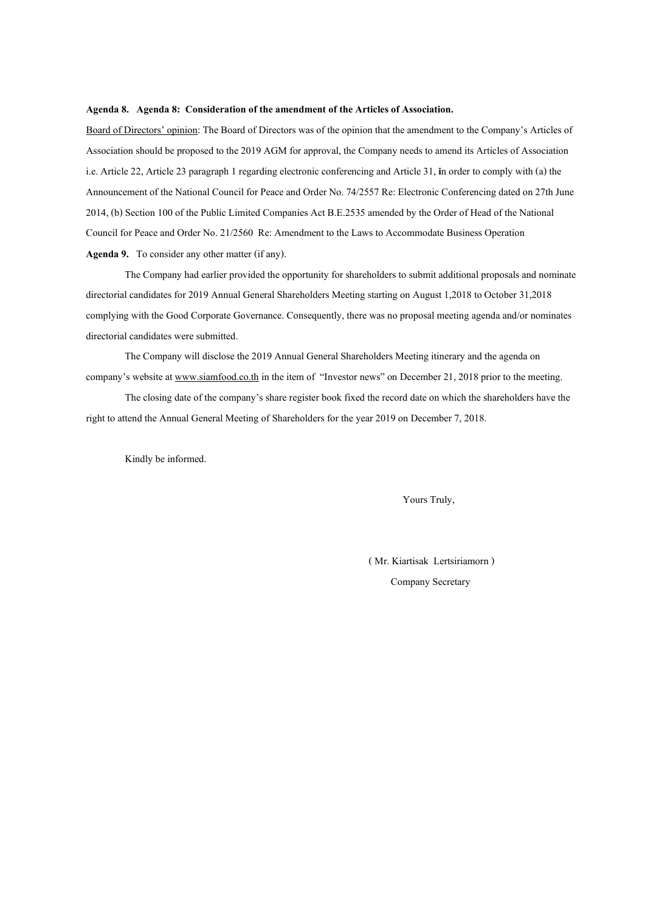**Agenda 8. Agenda 8: Consideration of the amendment of the Articles of Association.**

Board of Directors' opinion: The Board of Directors was of the opinion that the amendment to the Company's Articles of Association should be proposed to the 2019 AGM for approval, the Company needs to amend its Articles of Association i.e. Article 22, Article 23 paragraph 1 regarding electronic conferencing and Article 31, **i**n order to comply with (a) the Announcement of the National Council for Peace and Order No. 74/2557 Re: Electronic Conferencing dated on 27th June 2014, (b) Section 100 of the Public Limited Companies Act B.E.2535 amended by the Order of Head of the National Council for Peace and Order No. 21/2560 Re: Amendment to the Laws to Accommodate Business Operation

**Agenda 9.** To consider any other matter (if any).

The Company had earlier provided the opportunity for shareholders to submit additional proposals and nominate directorial candidates for 2019 Annual General Shareholders Meeting starting on August 1,2018 to October 31,2018 complying with the Good Corporate Governance. Consequently, there was no proposal meeting agenda and/or nominates directorial candidates were submitted.

The Company will disclose the 2019 Annual General Shareholders Meeting itinerary and the agenda on company's website at www.siamfood.co.th in the item of "Investor news" on December 21, 2018 prior to the meeting.

The closing date of the company's share register book fixed the record date on which the shareholders have the right to attend the Annual General Meeting of Shareholders for the year 2019 on December 7, 2018.

Kindly be informed.

Yours Truly,

( Mr. Kiartisak Lertsiriamorn )

Company Secretary